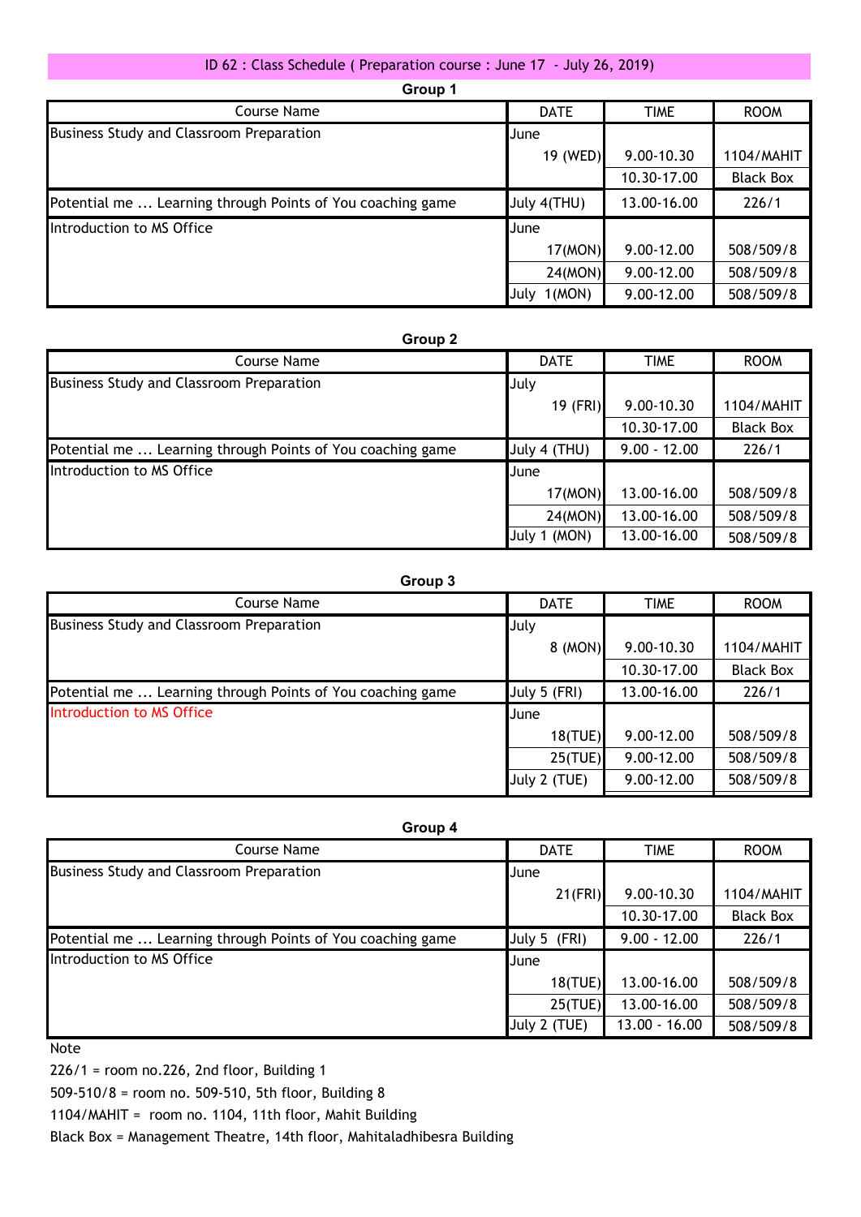## ID 62 : Class Schedule ( Preparation course : June 17 - July 26, 2019)

### Group 1

| Course Name | DATE | TIME | ROOM |
|---|---|---|---|
| Business Study and Classroom Preparation | June | | |
| | 19 (WED) | 9.00-10.30 | 1104/MAHIT |
| | | 10.30-17.00 | Black Box |
| Potential me ... Learning through Points of You coaching game | July 4(THU) | 13.00-16.00 | 226/1 |
| Introduction to MS Office | June | | |
| | 17(MON) | 9.00-12.00 | 508/509/8 |
| | 24(MON) | 9.00-12.00 | 508/509/8 |
| | July 1(MON) | 9.00-12.00 | 508/509/8 |

### Group 2

| Course Name | DATE | TIME | ROOM |
|---|---|---|---|
| Business Study and Classroom Preparation | July | | |
| | 19 (FRI) | 9.00-10.30 | 1104/MAHIT |
| | | 10.30-17.00 | Black Box |
| Potential me ... Learning through Points of You coaching game | July 4 (THU) | 9.00 - 12.00 | 226/1 |
| Introduction to MS Office | June | | |
| | 17(MON) | 13.00-16.00 | 508/509/8 |
| | 24(MON) | 13.00-16.00 | 508/509/8 |
| | July 1 (MON) | 13.00-16.00 | 508/509/8 |

### Group 3

| Course Name | DATE | TIME | ROOM |
|---|---|---|---|
| Business Study and Classroom Preparation | July | | |
| | 8 (MON) | 9.00-10.30 | 1104/MAHIT |
| | | 10.30-17.00 | Black Box |
| Potential me ... Learning through Points of You coaching game | July 5 (FRI) | 13.00-16.00 | 226/1 |
| Introduction to MS Office | June | | |
| | 18(TUE) | 9.00-12.00 | 508/509/8 |
| | 25(TUE) | 9.00-12.00 | 508/509/8 |
| | July 2 (TUE) | 9.00-12.00 | 508/509/8 |

### Group 4

| Course Name | DATE | TIME | ROOM |
|---|---|---|---|
| Business Study and Classroom Preparation | June | | |
| | 21(FRI) | 9.00-10.30 | 1104/MAHIT |
| | | 10.30-17.00 | Black Box |
| Potential me ... Learning through Points of You coaching game | July 5 (FRI) | 9.00 - 12.00 | 226/1 |
| Introduction to MS Office | June | | |
| | 18(TUE) | 13.00-16.00 | 508/509/8 |
| | 25(TUE) | 13.00-16.00 | 508/509/8 |
| | July 2 (TUE) | 13.00 - 16.00 | 508/509/8 |

Note

226/1 = room no.226, 2nd floor, Building 1

509-510/8 = room no. 509-510, 5th floor, Building 8

1104/MAHIT = room no. 1104, 11th floor, Mahit Building

Black Box = Management Theatre, 14th floor, Mahitaladhibesra Building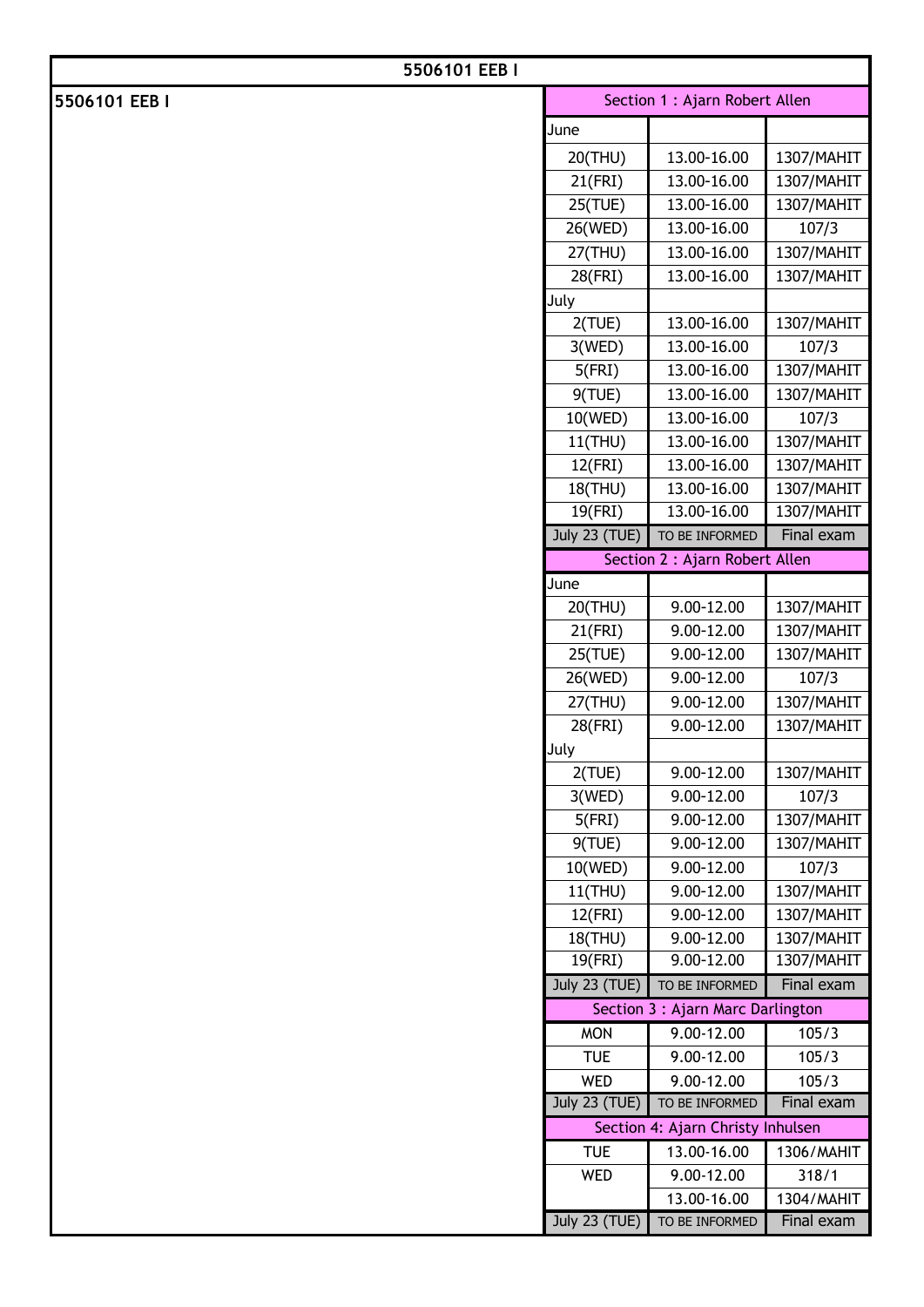| 5506101 EEB I | | | |
|---|---|---|---|
| 5506101 EEB I | Section 1 : Ajarn Robert Allen | | |
| | June | | |
| | 20(THU) | 13.00-16.00 | 1307/MAHIT |
| | 21(FRI) | 13.00-16.00 | 1307/MAHIT |
| | 25(TUE) | 13.00-16.00 | 1307/MAHIT |
| | 26(WED) | 13.00-16.00 | 107/3 |
| | 27(THU) | 13.00-16.00 | 1307/MAHIT |
| | 28(FRI) | 13.00-16.00 | 1307/MAHIT |
| | July | | |
| | 2(TUE) | 13.00-16.00 | 1307/MAHIT |
| | 3(WED) | 13.00-16.00 | 107/3 |
| | 5(FRI) | 13.00-16.00 | 1307/MAHIT |
| | 9(TUE) | 13.00-16.00 | 1307/MAHIT |
| | 10(WED) | 13.00-16.00 | 107/3 |
| | 11(THU) | 13.00-16.00 | 1307/MAHIT |
| | 12(FRI) | 13.00-16.00 | 1307/MAHIT |
| | 18(THU) | 13.00-16.00 | 1307/MAHIT |
| | 19(FRI) | 13.00-16.00 | 1307/MAHIT |
| | July 23 (TUE) | TO BE INFORMED | Final exam |
| | Section 2 : Ajarn Robert Allen | | |
| | June | | |
| | 20(THU) | 9.00-12.00 | 1307/MAHIT |
| | 21(FRI) | 9.00-12.00 | 1307/MAHIT |
| | 25(TUE) | 9.00-12.00 | 1307/MAHIT |
| | 26(WED) | 9.00-12.00 | 107/3 |
| | 27(THU) | 9.00-12.00 | 1307/MAHIT |
| | 28(FRI) | 9.00-12.00 | 1307/MAHIT |
| | July | | |
| | 2(TUE) | 9.00-12.00 | 1307/MAHIT |
| | 3(WED) | 9.00-12.00 | 107/3 |
| | 5(FRI) | 9.00-12.00 | 1307/MAHIT |
| | 9(TUE) | 9.00-12.00 | 1307/MAHIT |
| | 10(WED) | 9.00-12.00 | 107/3 |
| | 11(THU) | 9.00-12.00 | 1307/MAHIT |
| | 12(FRI) | 9.00-12.00 | 1307/MAHIT |
| | 18(THU) | 9.00-12.00 | 1307/MAHIT |
| | 19(FRI) | 9.00-12.00 | 1307/MAHIT |
| | July 23 (TUE) | TO BE INFORMED | Final exam |
| | Section 3 : Ajarn Marc Darlington | | |
| | MON | 9.00-12.00 | 105/3 |
| | TUE | 9.00-12.00 | 105/3 |
| | WED | 9.00-12.00 | 105/3 |
| | July 23 (TUE) | TO BE INFORMED | Final exam |
| | Section 4: Ajarn Christy Inhulsen | | |
| | TUE | 13.00-16.00 | 1306/MAHIT |
| | WED | 9.00-12.00 | 318/1 |
| | | 13.00-16.00 | 1304/MAHIT |
| | July 23 (TUE) | TO BE INFORMED | Final exam |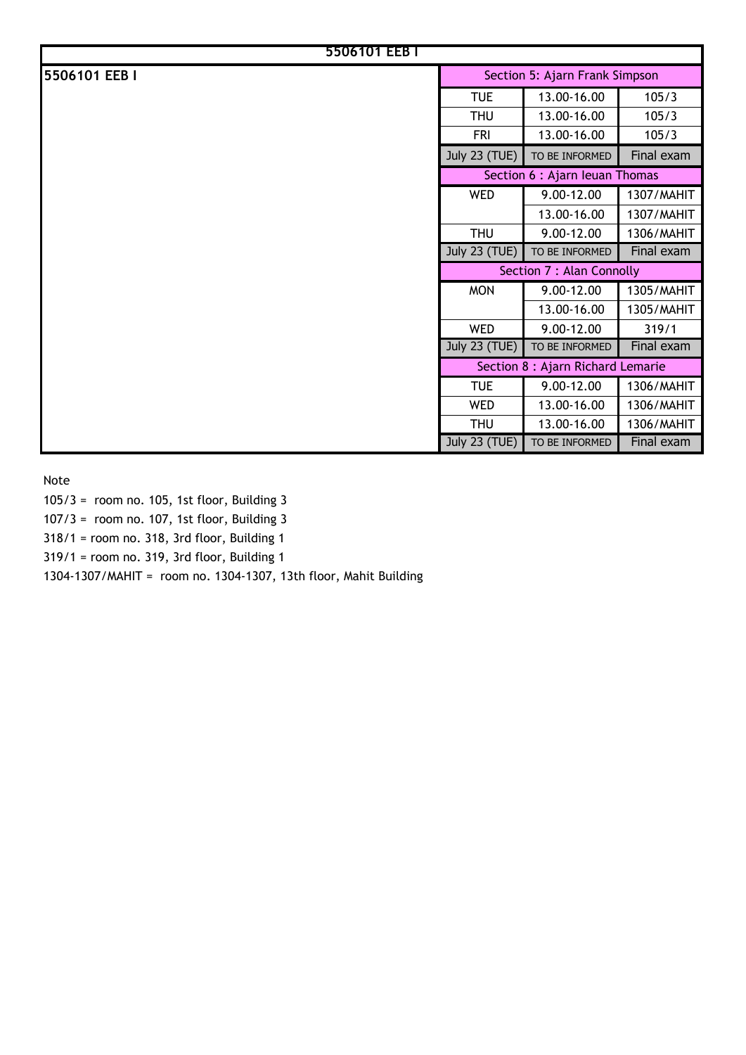| 5506101 EEB I | | | |
|---|---|---|---|
| 5506101 EEB I | Section 5: Ajarn Frank Simpson | | |
| | TUE | 13.00-16.00 | 105/3 |
| | THU | 13.00-16.00 | 105/3 |
| | FRI | 13.00-16.00 | 105/3 |
| | July 23 (TUE) | TO BE INFORMED | Final exam |
| | Section 6 : Ajarn Ieuan Thomas | | |
| | WED | 9.00-12.00 | 1307/MAHIT |
| | | 13.00-16.00 | 1307/MAHIT |
| | THU | 9.00-12.00 | 1306/MAHIT |
| | July 23 (TUE) | TO BE INFORMED | Final exam |
| | Section 7 : Alan Connolly | | |
| | MON | 9.00-12.00 | 1305/MAHIT |
| | | 13.00-16.00 | 1305/MAHIT |
| | WED | 9.00-12.00 | 319/1 |
| | July 23 (TUE) | TO BE INFORMED | Final exam |
| | Section 8 : Ajarn Richard Lemarie | | |
| | TUE | 9.00-12.00 | 1306/MAHIT |
| | WED | 13.00-16.00 | 1306/MAHIT |
| | THU | 13.00-16.00 | 1306/MAHIT |
| | July 23 (TUE) | TO BE INFORMED | Final exam |

Note

105/3 = room no. 105, 1st floor, Building 3

107/3 = room no. 107, 1st floor, Building 3

318/1 = room no. 318, 3rd floor, Building 1

319/1 = room no. 319, 3rd floor, Building 1

1304-1307/MAHIT = room no. 1304-1307, 13th floor, Mahit Building